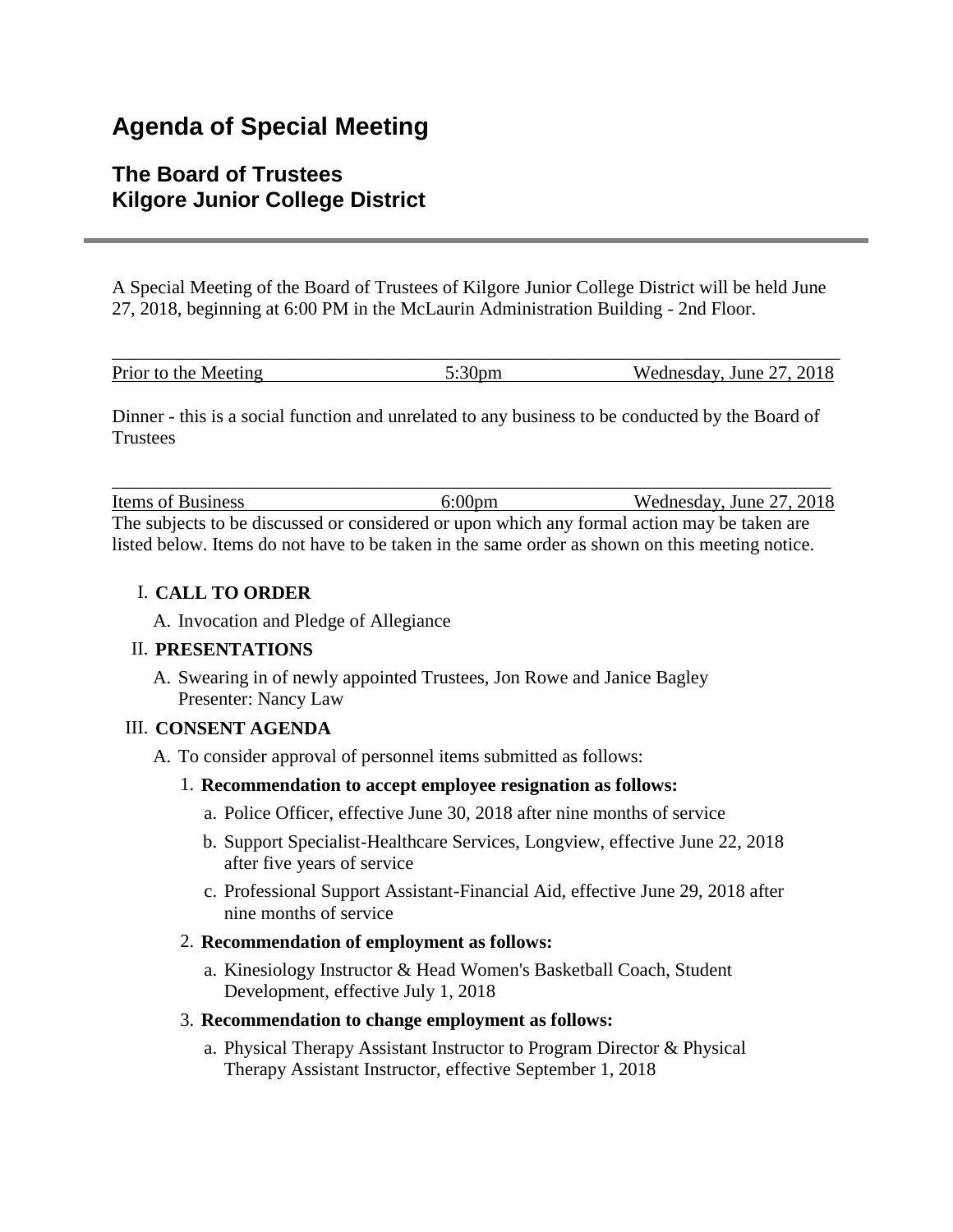# Agenda of Special Meeting

## The Board of Trustees
## Kilgore Junior College District

---

A Special Meeting of the Board of Trustees of Kilgore Junior College District will be held June 27, 2018, beginning at 6:00 PM in the McLaurin Administration Building - 2nd Floor.

| Prior to the Meeting | 5:30pm | Wednesday, June 27, 2018 |
|---|---|---|

Dinner - this is a social function and unrelated to any business to be conducted by the Board of Trustees

| Items of Business | 6:00pm | Wednesday, June 27, 2018 |
|---|---|---|

The subjects to be discussed or considered or upon which any formal action may be taken are listed below. Items do not have to be taken in the same order as shown on this meeting notice.

I. **CALL TO ORDER**

   A. Invocation and Pledge of Allegiance

II. **PRESENTATIONS**

   A. Swearing in of newly appointed Trustees, Jon Rowe and Janice Bagley
      Presenter: Nancy Law

III. **CONSENT AGENDA**

   A. To consider approval of personnel items submitted as follows:

      1. **Recommendation to accept employee resignation as follows:**

         a. Police Officer, effective June 30, 2018 after nine months of service

         b. Support Specialist-Healthcare Services, Longview, effective June 22, 2018 after five years of service

         c. Professional Support Assistant-Financial Aid, effective June 29, 2018 after nine months of service

      2. **Recommendation of employment as follows:**

         a. Kinesiology Instructor & Head Women's Basketball Coach, Student Development, effective July 1, 2018

      3. **Recommendation to change employment as follows:**

         a. Physical Therapy Assistant Instructor to Program Director & Physical Therapy Assistant Instructor, effective September 1, 2018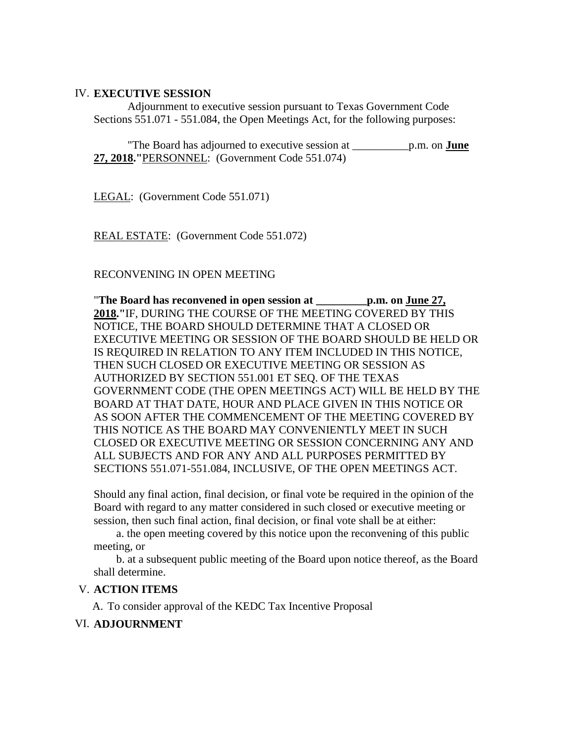## IV. EXECUTIVE SESSION

Adjournment to executive session pursuant to Texas Government Code Sections 551.071 - 551.084, the Open Meetings Act, for the following purposes:

"The Board has adjourned to executive session at __________p.m. on **June 27, 2018**."PERSONNEL: (Government Code 551.074)

LEGAL: (Government Code 551.071)

REAL ESTATE: (Government Code 551.072)

RECONVENING IN OPEN MEETING

"**The Board has reconvened in open session at _________p.m. on June 27, 2018.**"IF, DURING THE COURSE OF THE MEETING COVERED BY THIS NOTICE, THE BOARD SHOULD DETERMINE THAT A CLOSED OR EXECUTIVE MEETING OR SESSION OF THE BOARD SHOULD BE HELD OR IS REQUIRED IN RELATION TO ANY ITEM INCLUDED IN THIS NOTICE, THEN SUCH CLOSED OR EXECUTIVE MEETING OR SESSION AS AUTHORIZED BY SECTION 551.001 ET SEQ. OF THE TEXAS GOVERNMENT CODE (THE OPEN MEETINGS ACT) WILL BE HELD BY THE BOARD AT THAT DATE, HOUR AND PLACE GIVEN IN THIS NOTICE OR AS SOON AFTER THE COMMENCEMENT OF THE MEETING COVERED BY THIS NOTICE AS THE BOARD MAY CONVENIENTLY MEET IN SUCH CLOSED OR EXECUTIVE MEETING OR SESSION CONCERNING ANY AND ALL SUBJECTS AND FOR ANY AND ALL PURPOSES PERMITTED BY SECTIONS 551.071-551.084, INCLUSIVE, OF THE OPEN MEETINGS ACT.

Should any final action, final decision, or final vote be required in the opinion of the Board with regard to any matter considered in such closed or executive meeting or session, then such final action, final decision, or final vote shall be at either:

a. the open meeting covered by this notice upon the reconvening of this public meeting, or

b. at a subsequent public meeting of the Board upon notice thereof, as the Board shall determine.

## V. ACTION ITEMS

A. To consider approval of the KEDC Tax Incentive Proposal

## VI. ADJOURNMENT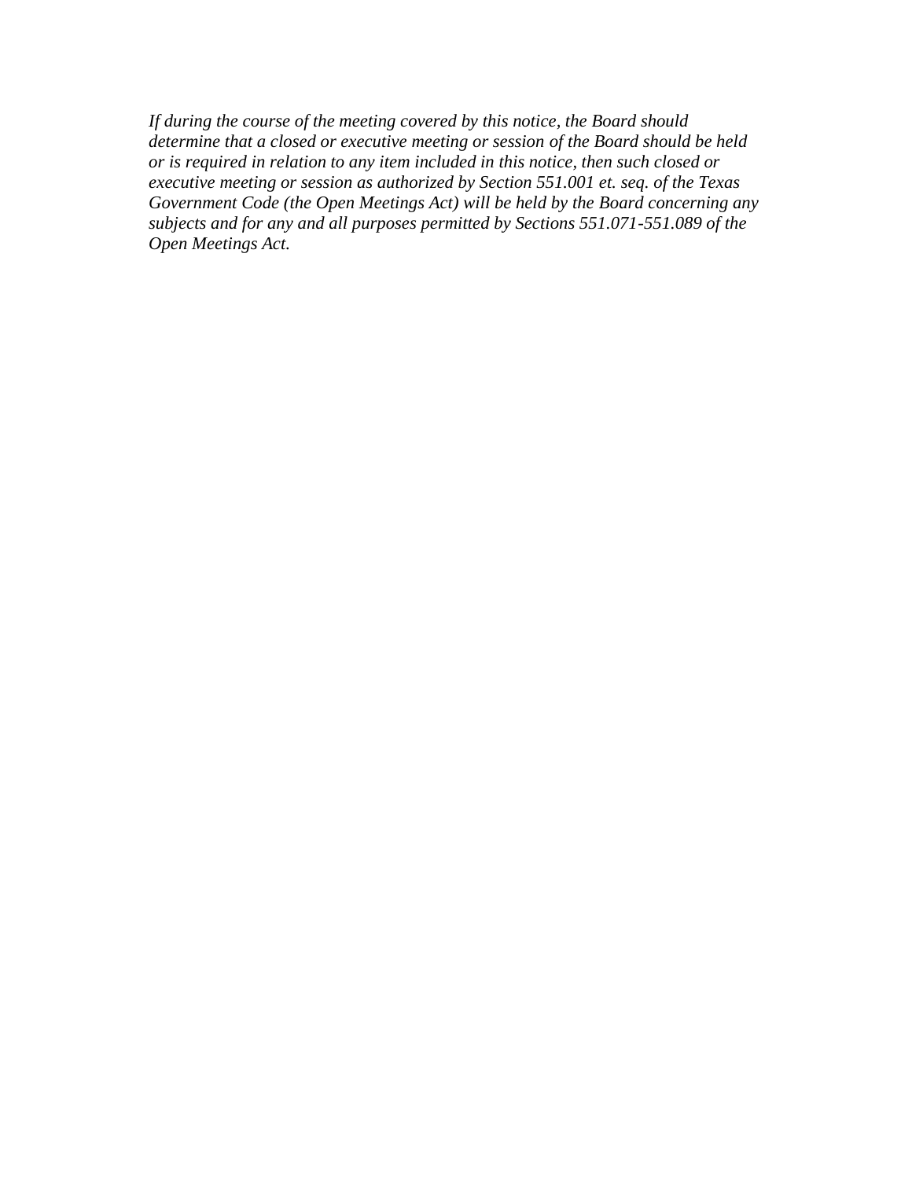*If during the course of the meeting covered by this notice, the Board should determine that a closed or executive meeting or session of the Board should be held or is required in relation to any item included in this notice, then such closed or executive meeting or session as authorized by Section 551.001 et. seq. of the Texas Government Code (the Open Meetings Act) will be held by the Board concerning any subjects and for any and all purposes permitted by Sections 551.071-551.089 of the Open Meetings Act.*